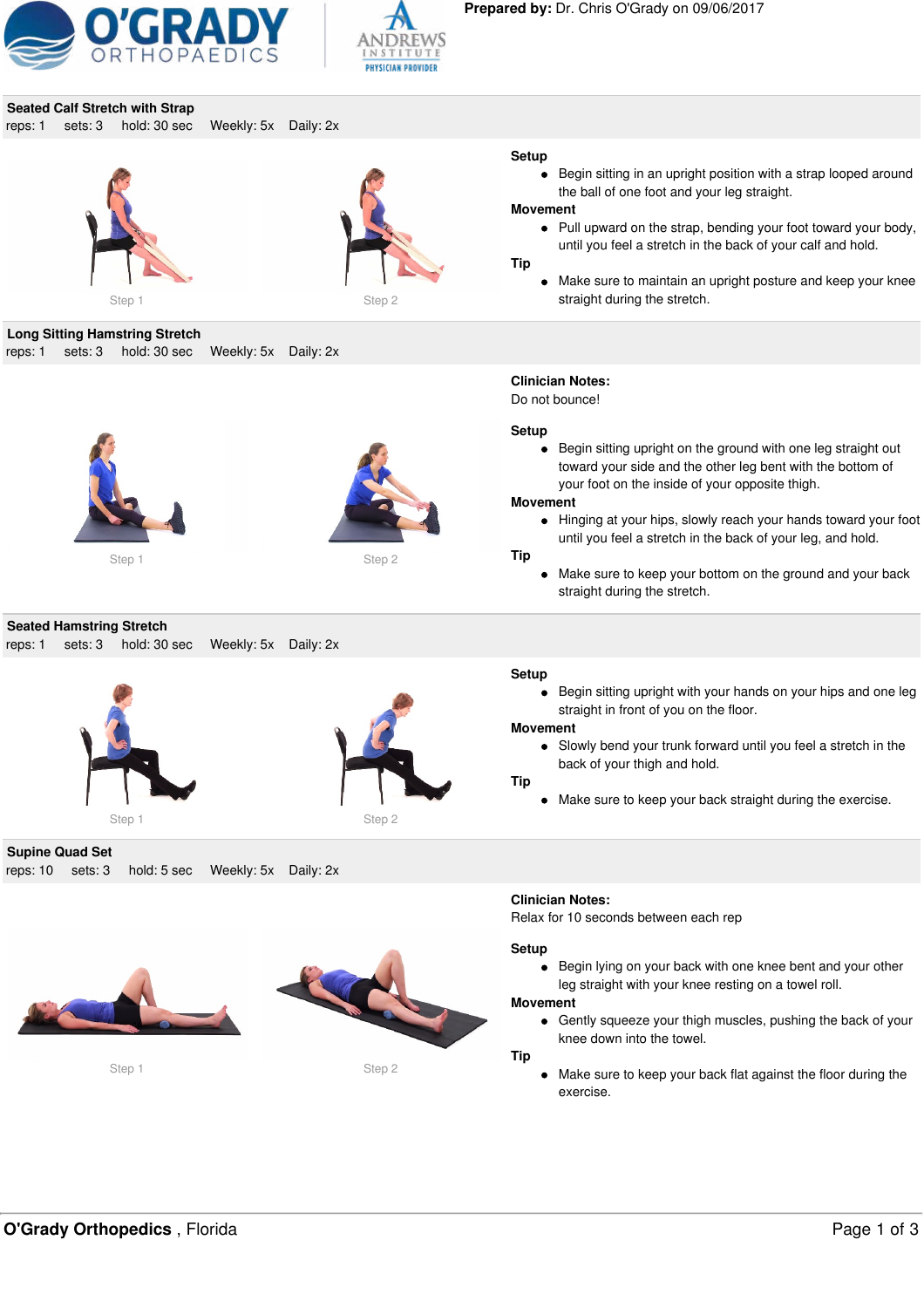**Prepared by:** Dr. Chris O'Grady on 09/06/2017

## Seated Calf Stretch with Strap

reps: 1 sets: 3 hold: 30 sec Weekly: 5x Daily: 2x

Step 1 Step 2

**Setup**

- Begin sitting in an upright position with a strap looped around the ball of one foot and your leg straight.

**Movement**

- Pull upward on the strap, bending your foot toward your body, until you feel a stretch in the back of your calf and hold.

**Tip**

- Make sure to maintain an upright posture and keep your knee straight during the stretch.

## Long Sitting Hamstring Stretch

reps: 1 sets: 3 hold: 30 sec Weekly: 5x Daily: 2x

Step 1 Step 2

**Clinician Notes:**
Do not bounce!

**Setup**

- Begin sitting upright on the ground with one leg straight out toward your side and the other leg bent with the bottom of your foot on the inside of your opposite thigh.

**Movement**

- Hinging at your hips, slowly reach your hands toward your foot until you feel a stretch in the back of your leg, and hold.

**Tip**

- Make sure to keep your bottom on the ground and your back straight during the stretch.

## Seated Hamstring Stretch

reps: 1 sets: 3 hold: 30 sec Weekly: 5x Daily: 2x

Step 1 Step 2

**Setup**

- Begin sitting upright with your hands on your hips and one leg straight in front of you on the floor.

**Movement**

- Slowly bend your trunk forward until you feel a stretch in the back of your thigh and hold.

**Tip**

- Make sure to keep your back straight during the exercise.

## Supine Quad Set

reps: 10 sets: 3 hold: 5 sec Weekly: 5x Daily: 2x

Step 1 Step 2

**Clinician Notes:**
Relax for 10 seconds between each rep

**Setup**

- Begin lying on your back with one knee bent and your other leg straight with your knee resting on a towel roll.

**Movement**

- Gently squeeze your thigh muscles, pushing the back of your knee down into the towel.

**Tip**

- Make sure to keep your back flat against the floor during the exercise.

**O'Grady Orthopedics** , Florida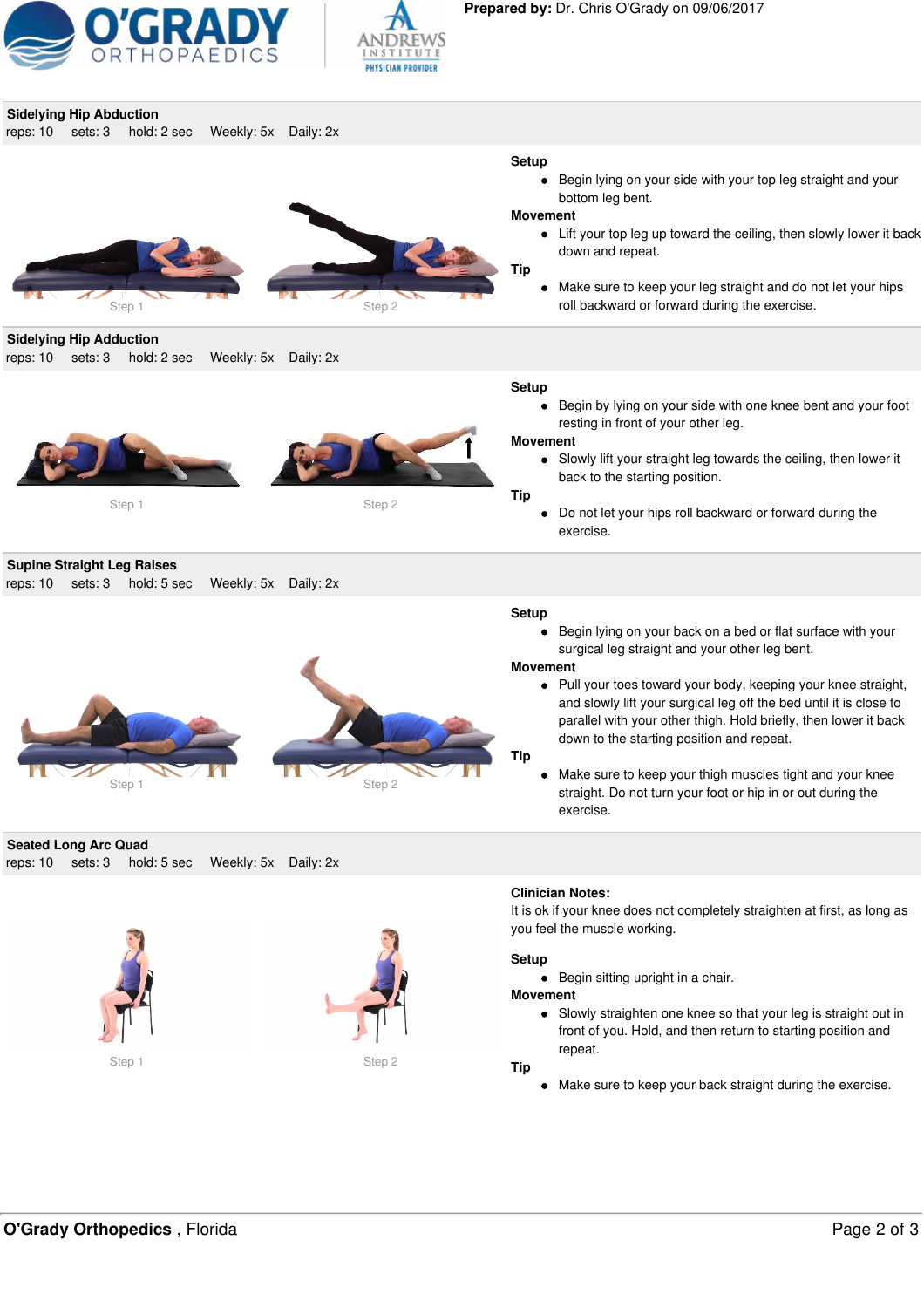**Prepared by:** Dr. Chris O'Grady on 09/06/2017

## Sidelying Hip Abduction

reps: 10 sets: 3 hold: 2 sec Weekly: 5x Daily: 2x

Step 1 Step 2

**Setup**

- Begin lying on your side with your top leg straight and your bottom leg bent.

**Movement**

- Lift your top leg up toward the ceiling, then slowly lower it back down and repeat.

**Tip**

- Make sure to keep your leg straight and do not let your hips roll backward or forward during the exercise.

## Sidelying Hip Adduction

reps: 10 sets: 3 hold: 2 sec Weekly: 5x Daily: 2x

Step 1 Step 2

**Setup**

- Begin by lying on your side with one knee bent and your foot resting in front of your other leg.

**Movement**

- Slowly lift your straight leg towards the ceiling, then lower it back to the starting position.

**Tip**

- Do not let your hips roll backward or forward during the exercise.

## Supine Straight Leg Raises

reps: 10 sets: 3 hold: 5 sec Weekly: 5x Daily: 2x

Step 1 Step 2

**Setup**

- Begin lying on your back on a bed or flat surface with your surgical leg straight and your other leg bent.

**Movement**

- Pull your toes toward your body, keeping your knee straight, and slowly lift your surgical leg off the bed until it is close to parallel with your other thigh. Hold briefly, then lower it back down to the starting position and repeat.

**Tip**

- Make sure to keep your thigh muscles tight and your knee straight. Do not turn your foot or hip in or out during the exercise.

## Seated Long Arc Quad

reps: 10 sets: 3 hold: 5 sec Weekly: 5x Daily: 2x

Step 1 Step 2

**Clinician Notes:**

It is ok if your knee does not completely straighten at first, as long as you feel the muscle working.

**Setup**

- Begin sitting upright in a chair.

**Movement**

- Slowly straighten one knee so that your leg is straight out in front of you. Hold, and then return to starting position and repeat.

**Tip**

- Make sure to keep your back straight during the exercise.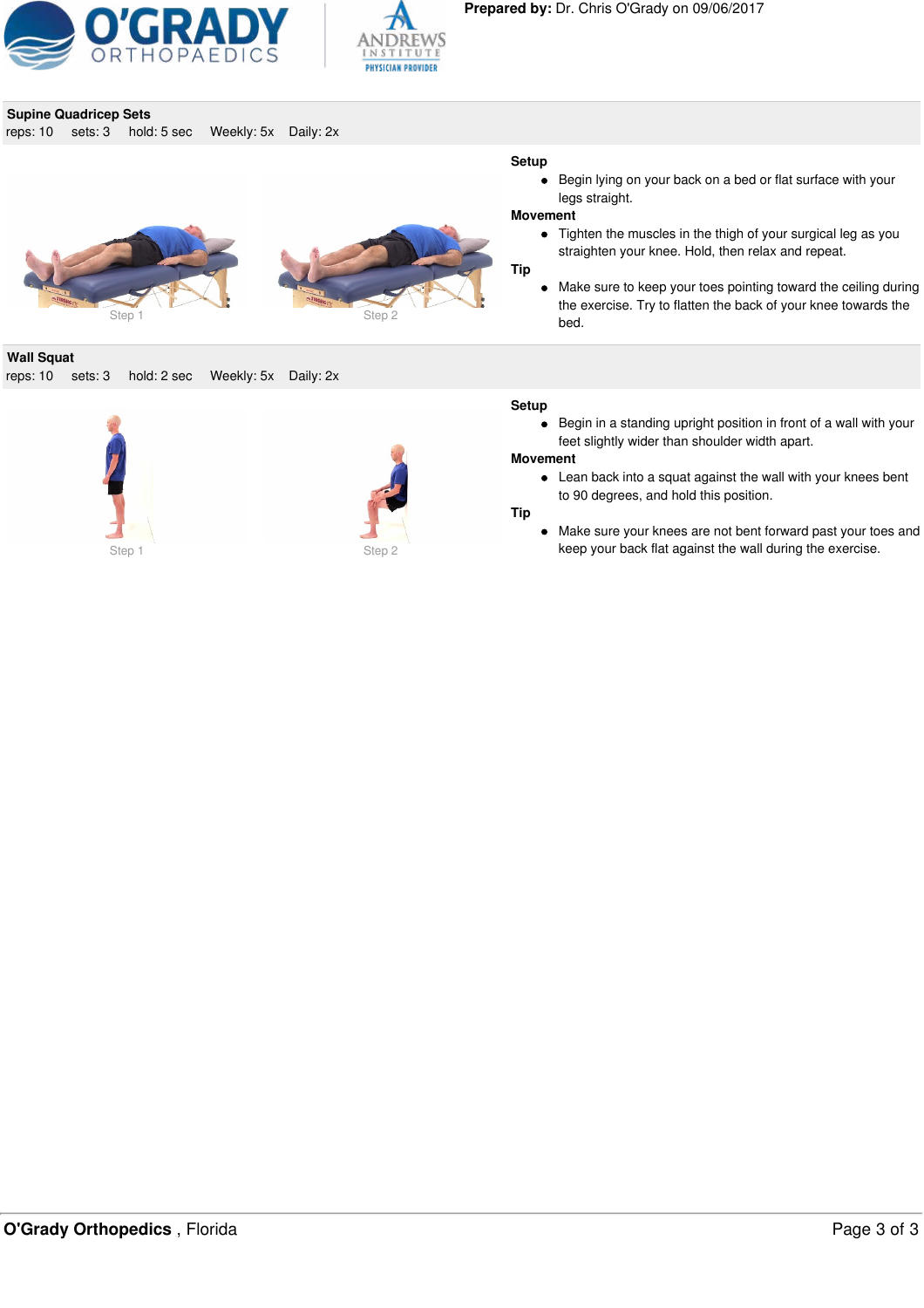**Prepared by:** Dr. Chris O'Grady on 09/06/2017

## Supine Quadricep Sets

reps: 10 sets: 3 hold: 5 sec Weekly: 5x Daily: 2x

Step 1

Step 2

**Setup**

- Begin lying on your back on a bed or flat surface with your legs straight.

**Movement**

- Tighten the muscles in the thigh of your surgical leg as you straighten your knee. Hold, then relax and repeat.

**Tip**

- Make sure to keep your toes pointing toward the ceiling during the exercise. Try to flatten the back of your knee towards the bed.

## Wall Squat

reps: 10 sets: 3 hold: 2 sec Weekly: 5x Daily: 2x

Step 1

Step 2

**Setup**

- Begin in a standing upright position in front of a wall with your feet slightly wider than shoulder width apart.

**Movement**

- Lean back into a squat against the wall with your knees bent to 90 degrees, and hold this position.

**Tip**

- Make sure your knees are not bent forward past your toes and keep your back flat against the wall during the exercise.

**O'Grady Orthopedics** , Florida